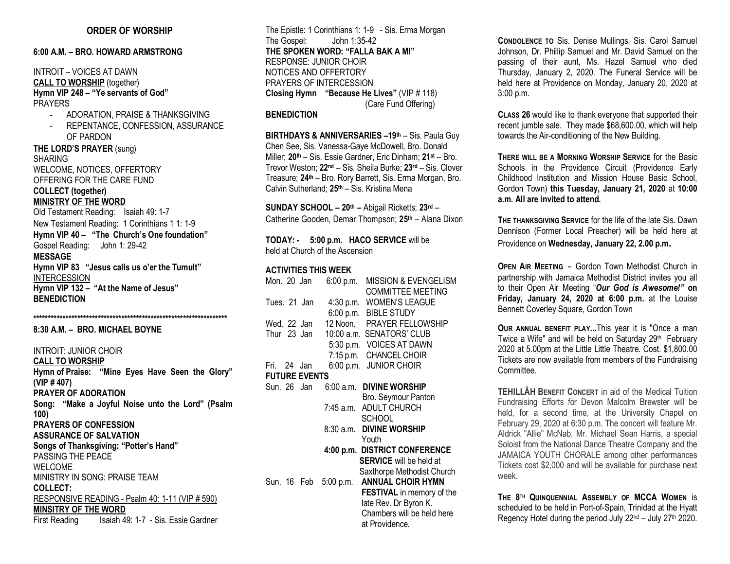## ORDER OF WORSHIP

### 6:00 A.M. – BRO. HOWARD ARMSTRONG

INTROIT – VOICES AT DAWN
**CALL TO WORSHIP** (together)
**Hymn VIP 248 – "Ye servants of God"**
PRAYERS

- ADORATION, PRAISE & THANKSGIVING
- REPENTANCE, CONFESSION, ASSURANCE OF PARDON

**THE LORD'S PRAYER** (sung)
SHARING
WELCOME, NOTICES, OFFERTORY
OFFERING FOR THE CARE FUND
**COLLECT (together)**
**MINISTRY OF THE WORD**
Old Testament Reading: Isaiah 49: 1-7
New Testament Reading: 1 Corinthians 1 1: 1-9
**Hymn VIP 40 – "The Church's One foundation"**
Gospel Reading: John 1: 29-42
**MESSAGE**
**Hymn VIP 83 "Jesus calls us o'er the Tumult"**
INTERCESSION
**Hymn VIP 132 – "At the Name of Jesus"**
**BENEDICTION**

*******************************************************************

### 8:30 A.M. – BRO. MICHAEL BOYNE

INTROIT: JUNIOR CHOIR
**CALL TO WORSHIP**
**Hymn of Praise: "Mine Eyes Have Seen the Glory" (VIP # 407)**
**PRAYER OF ADORATION**
**Song: "Make a Joyful Noise unto the Lord" (Psalm 100)**
**PRAYERS OF CONFESSION**
**ASSURANCE OF SALVATION**
**Songs of Thanksgiving: "Potter's Hand"**
PASSING THE PEACE
WELCOME
MINISTRY IN SONG: PRAISE TEAM
**COLLECT:**
RESPONSIVE READING - Psalm 40: 1-11 (VIP # 590)
**MINSITRY OF THE WORD**
First Reading Isaiah 49: 1-7 - Sis. Essie Gardner
The Epistle: 1 Corinthians 1: 1-9 - Sis. Erma Morgan
The Gospel: John 1:35-42
**THE SPOKEN WORD: "FALLA BAK A MI"**
RESPONSE: JUNIOR CHOIR
NOTICES AND OFFERTORY
PRAYERS OF INTERCESSION
**Closing Hymn "Because He Lives"** (VIP # 118) (Care Fund Offering)
**BENEDICTION**

**BIRTHDAYS & ANNIVERSARIES –19th** – Sis. Paula Guy Chen See, Sis. Vanessa-Gaye McDowell, Bro. Donald Miller; **20th** – Sis. Essie Gardner, Eric Dinham; **21st** – Bro. Trevor Weston; **22nd** – Sis. Sheila Burke; **23rd** – Sis. Clover Treasure; **24th** – Bro. Rory Barrett, Sis. Erma Morgan, Bro. Calvin Sutherland; **25th** – Sis. Kristina Mena

**SUNDAY SCHOOL – 20th –** Abigail Ricketts; **23rd** – Catherine Gooden, Demar Thompson; **25th** – Alana Dixon

**TODAY: - 5:00 p.m. HACO SERVICE** will be held at Church of the Ascension

### ACTIVITIES THIS WEEK

| | | |
|---|---|---|
| Mon. 20 Jan | 6:00 p.m. | MISSION & EVENGELISM COMMITTEE MEETING |
| Tues. 21 Jan | 4:30 p.m. | WOMEN'S LEAGUE |
| | 6:00 p.m. | BIBLE STUDY |
| Wed. 22 Jan | 12 Noon. | PRAYER FELLOWSHIP |
| Thur 23 Jan | 10:00 a.m. | SENATORS' CLUB |
| | 5:30 p.m. | VOICES AT DAWN |
| | 7:15 p.m. | CHANCEL CHOIR |
| Fri. 24 Jan | 6:00 p.m. | JUNIOR CHOIR |

### FUTURE EVENTS

| | | |
|---|---|---|
| Sun. 26 Jan | 6:00 a.m. | **DIVINE WORSHIP** Bro. Seymour Panton |
| | 7:45 a.m. | ADULT CHURCH SCHOOL |
| | 8:30 a.m. | **DIVINE WORSHIP** Youth |
| | **4:00 p.m.** | **DISTRICT CONFERENCE SERVICE** will be held at Saxthorpe Methodist Church |
| Sun. 16 Feb | 5:00 p.m. | **ANNUAL CHOIR HYMN FESTIVAL** in memory of the late Rev. Dr Byron K. Chambers will be held here at Providence. |

**CONDOLENCE TO** Sis. Denise Mullings, Sis. Carol Samuel Johnson, Dr. Phillip Samuel and Mr. David Samuel on the passing of their aunt, Ms. Hazel Samuel who died Thursday, January 2, 2020. The Funeral Service will be held here at Providence on Monday, January 20, 2020 at 3:00 p.m.

**CLASS 26** would like to thank everyone that supported their recent jumble sale. They made $68,600.00, which will help towards the Air-conditioning of the New Building.

**THERE WILL BE A MORNING WORSHIP SERVICE** for the Basic Schools in the Providence Circuit (Providence Early Childhood Institution and Mission House Basic School, Gordon Town) **this Tuesday, January 21, 2020** at **10:00 a.m. All are invited to attend.**

**THE THANKSGIVING SERVICE** for the life of the late Sis. Dawn Dennison (Former Local Preacher) will be held here at Providence on **Wednesday, January 22, 2.00 p.m.**

**OPEN AIR MEETING** - Gordon Town Methodist Church in partnership with Jamaica Methodist District invites you all to their Open Air Meeting "***Our God is Awesome!"*** **on Friday, January 24, 2020 at 6:00 p.m.** at the Louise Bennett Coverley Square, Gordon Town

**OUR ANNUAL BENEFIT PLAY...**This year it is "Once a man Twice a Wife" and will be held on Saturday 29th February 2020 at 5.00pm at the Little Little Theatre. Cost. $1,800.00 Tickets are now available from members of the Fundraising Committee.

**TEHILLÂH BENEFIT CONCERT** in aid of the Medical Tuition Fundraising Efforts for Devon Malcolm Brewster will be held, for a second time, at the University Chapel on February 29, 2020 at 6:30 p.m. The concert will feature Mr. Aldrick "Allie" McNab, Mr. Michael Sean Harris, a special Soloist from the National Dance Theatre Company and the JAMAICA YOUTH CHORALE among other performances Tickets cost $2,000 and will be available for purchase next week.

**THE 8TH QUINQUENNIAL ASSEMBLY OF MCCA WOMEN** is scheduled to be held in Port-of-Spain, Trinidad at the Hyatt Regency Hotel during the period July 22nd – July 27th 2020.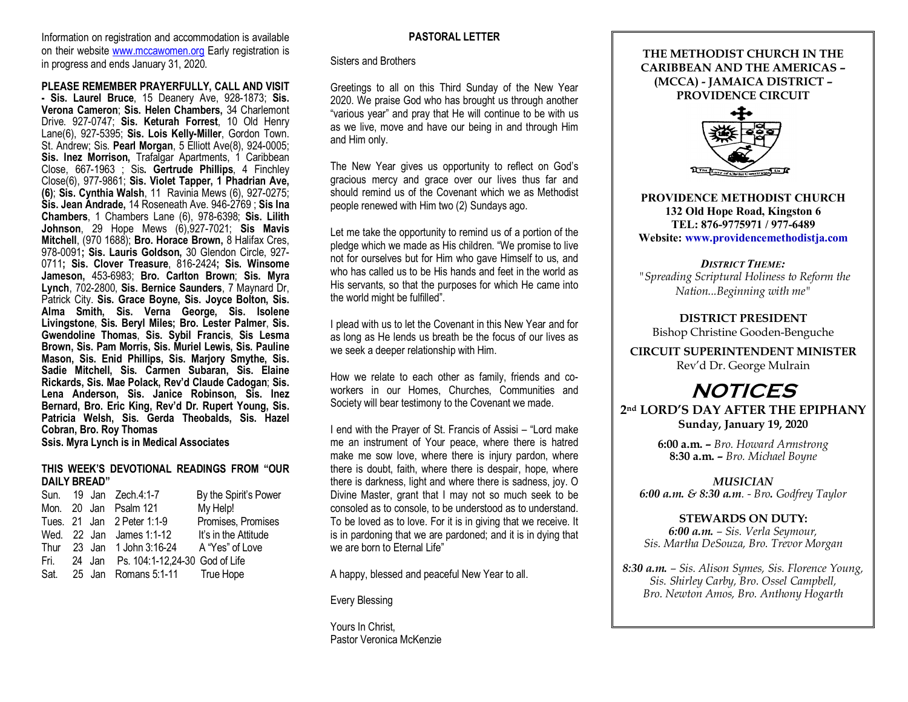Information on registration and accommodation is available on their website www.mccawomen.org Early registration is in progress and ends January 31, 2020.

**PLEASE REMEMBER PRAYERFULLY, CALL AND VISIT - Sis. Laurel Bruce**, 15 Deanery Ave, 928-1873; **Sis. Verona Cameron**; **Sis. Helen Chambers,** 34 Charlemont Drive. 927-0747; **Sis. Keturah Forrest**, 10 Old Henry Lane(6), 927-5395; **Sis. Lois Kelly-Miller**, Gordon Town. St. Andrew; Sis. **Pearl Morgan**, 5 Elliott Ave(8), 924-0005; **Sis. Inez Morrison,** Trafalgar Apartments, 1 Caribbean Close, 667-1963 ; Sis**. Gertrude Phillips**, 4 Finchley Close(6), 977-9861; **Sis. Violet Tapper, 1 Phadrian Ave, (6)**; **Sis. Cynthia Walsh**, 11 Ravinia Mews (6), 927-0275; **Sis. Jean Andrade,** 14 Roseneath Ave. 946-2769 ; **Sis Ina Chambers**, 1 Chambers Lane (6), 978-6398; **Sis. Lilith Johnson**, 29 Hope Mews (6),927-7021; **Sis Mavis Mitchell**, (970 1688); **Bro. Horace Brown,** 8 Halifax Cres, 978-0091**; Sis. Lauris Goldson,** 30 Glendon Circle, 927-0711**; Sis. Clover Treasure**, 816-2424**; Sis. Winsome Jameson,** 453-6983; **Bro. Carlton Brown**; **Sis. Myra Lynch**, 702-2800, **Sis. Bernice Saunders**, 7 Maynard Dr, Patrick City. **Sis. Grace Boyne, Sis. Joyce Bolton, Sis. Alma Smith, Sis. Verna George, Sis. Isolene Livingstone**, **Sis. Beryl Miles; Bro. Lester Palmer**, **Sis. Gwendoline Thomas**, **Sis. Sybil Francis**, **Sis Lesma Brown, Sis. Pam Morris, Sis. Muriel Lewis, Sis. Pauline Mason, Sis. Enid Phillips, Sis. Marjory Smythe, Sis. Sadie Mitchell, Sis. Carmen Subaran, Sis. Elaine Rickards, Sis. Mae Polack, Rev'd Claude Cadogan**; **Sis. Lena Anderson, Sis. Janice Robinson, Sis. Inez Bernard, Bro. Eric King, Rev'd Dr. Rupert Young, Sis. Patricia Welsh, Sis. Gerda Theobalds, Sis. Hazel Cobran, Bro. Roy Thomas**

**Ssis. Myra Lynch is in Medical Associates**

**THIS WEEK'S DEVOTIONAL READINGS FROM "OUR DAILY BREAD"**

| | | | | |
|---|---|---|---|---|
| Sun. | 19 | Jan | Zech.4:1-7 | By the Spirit's Power |
| Mon. | 20 | Jan | Psalm 121 | My Help! |
| Tues. | 21 | Jan | 2 Peter 1:1-9 | Promises, Promises |
| Wed. | 22 | Jan | James 1:1-12 | It's in the Attitude |
| Thur | 23 | Jan | 1 John 3:16-24 | A "Yes" of Love |
| Fri. | 24 | Jan | Ps. 104:1-12,24-30 | God of Life |
| Sat. | 25 | Jan | Romans 5:1-11 | True Hope |

## PASTORAL LETTER

Sisters and Brothers

Greetings to all on this Third Sunday of the New Year 2020. We praise God who has brought us through another "various year" and pray that He will continue to be with us as we live, move and have our being in and through Him and Him only.

The New Year gives us opportunity to reflect on God's gracious mercy and grace over our lives thus far and should remind us of the Covenant which we as Methodist people renewed with Him two (2) Sundays ago.

Let me take the opportunity to remind us of a portion of the pledge which we made as His children. "We promise to live not for ourselves but for Him who gave Himself to us, and who has called us to be His hands and feet in the world as His servants, so that the purposes for which He came into the world might be fulfilled".

I plead with us to let the Covenant in this New Year and for as long as He lends us breath be the focus of our lives as we seek a deeper relationship with Him.

How we relate to each other as family, friends and co-workers in our Homes, Churches, Communities and Society will bear testimony to the Covenant we made.

I end with the Prayer of St. Francis of Assisi – "Lord make me an instrument of Your peace, where there is hatred make me sow love, where there is injury pardon, where there is doubt, faith, where there is despair, hope, where there is darkness, light and where there is sadness, joy. O Divine Master, grant that I may not so much seek to be consoled as to console, to be understood as to understand. To be loved as to love. For it is in giving that we receive. It is in pardoning that we are pardoned; and it is in dying that we are born to Eternal Life"

A happy, blessed and peaceful New Year to all.

Every Blessing

Yours In Christ,
Pastor Veronica McKenzie

**THE METHODIST CHURCH IN THE CARIBBEAN AND THE AMERICAS – (MCCA) - JAMAICA DISTRICT – PROVIDENCE CIRCUIT**

**PROVIDENCE METHODIST CHURCH**
**132 Old Hope Road, Kingston 6**
**TEL: 876-9775971 / 977-6489**
**Website: www.providencemethodistja.com**

***DISTRICT THEME:***
*"Spreading Scriptural Holiness to Reform the Nation...Beginning with me"*

**DISTRICT PRESIDENT**
Bishop Christine Gooden-Benguche

**CIRCUIT SUPERINTENDENT MINISTER**
Rev'd Dr. George Mulrain

# NOTICES

**2nd LORD'S DAY AFTER THE EPIPHANY**
**Sunday, January 19, 2020**

**6:00 a.m. –** *Bro. Howard Armstrong*
**8:30 a.m. –** *Bro. Michael Boyne*

***MUSICIAN***
***6:00 a.m. & 8:30 a.m.** - Bro. Godfrey Taylor*

**STEWARDS ON DUTY:**
***6:00 a.m.** – Sis. Verla Seymour, Sis. Martha DeSouza, Bro. Trevor Morgan*

***8:30 a.m.** – Sis. Alison Symes, Sis. Florence Young, Sis. Shirley Carby, Bro. Ossel Campbell, Bro. Newton Amos, Bro. Anthony Hogarth*